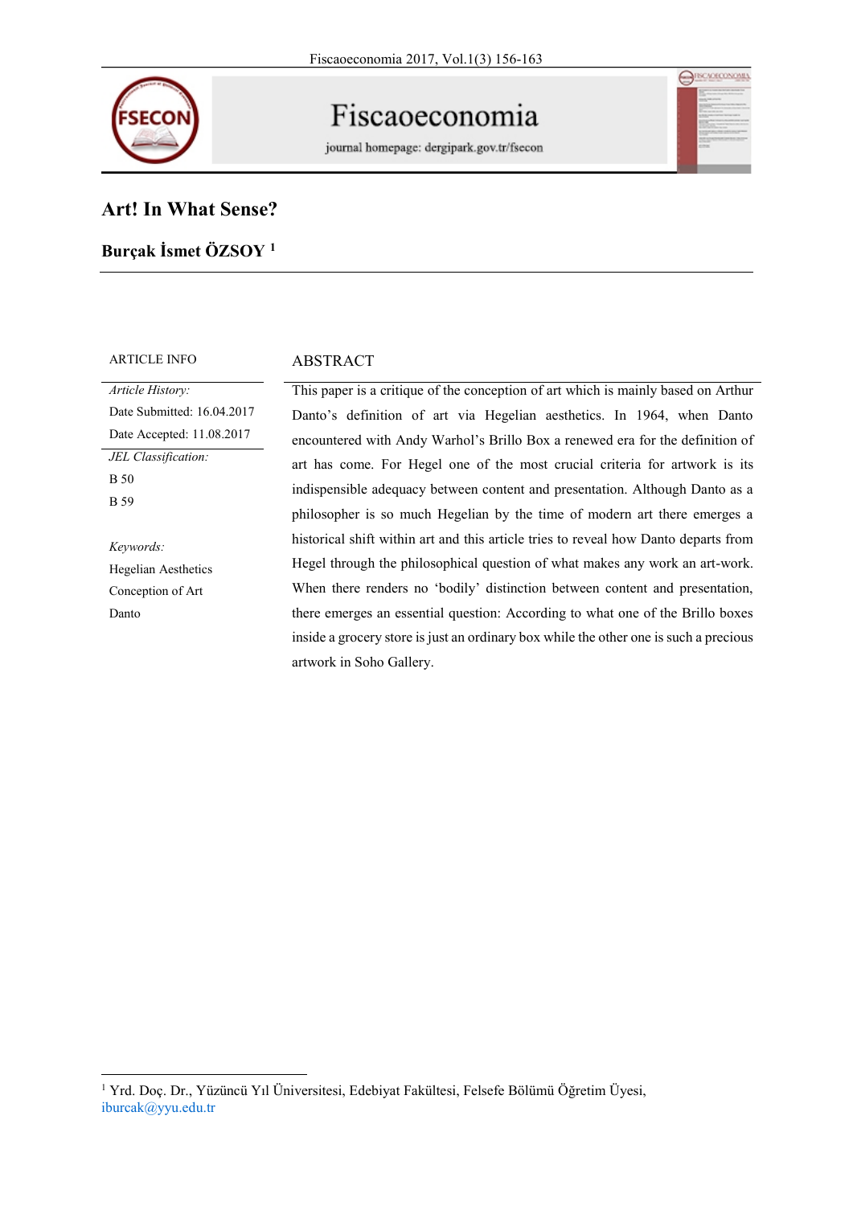# Art! In What Sense?

**Burçak İsmet ÖZSOY** [1]

ARTICLE INFO

*Article History:*

Date Submitted: 16.04.2017

Date Accepted: 11.08.2017

*JEL Classification:*

B 50

B 59

*Keywords:*

Hegelian Aesthetics

Conception of Art

Danto

## ABSTRACT

This paper is a critique of the conception of art which is mainly based on Arthur Danto's definition of art via Hegelian aesthetics. In 1964, when Danto encountered with Andy Warhol's Brillo Box a renewed era for the definition of art has come. For Hegel one of the most crucial criteria for artwork is its indispensible adequacy between content and presentation. Although Danto as a philosopher is so much Hegelian by the time of modern art there emerges a historical shift within art and this article tries to reveal how Danto departs from Hegel through the philosophical question of what makes any work an art-work. When there renders no 'bodily' distinction between content and presentation, there emerges an essential question: According to what one of the Brillo boxes inside a grocery store is just an ordinary box while the other one is such a precious artwork in Soho Gallery.

[1] Yrd. Doç. Dr., Yüzüncü Yıl Üniversitesi, Edebiyat Fakültesi, Felsefe Bölümü Öğretim Üyesi, iburcak@yyu.edu.tr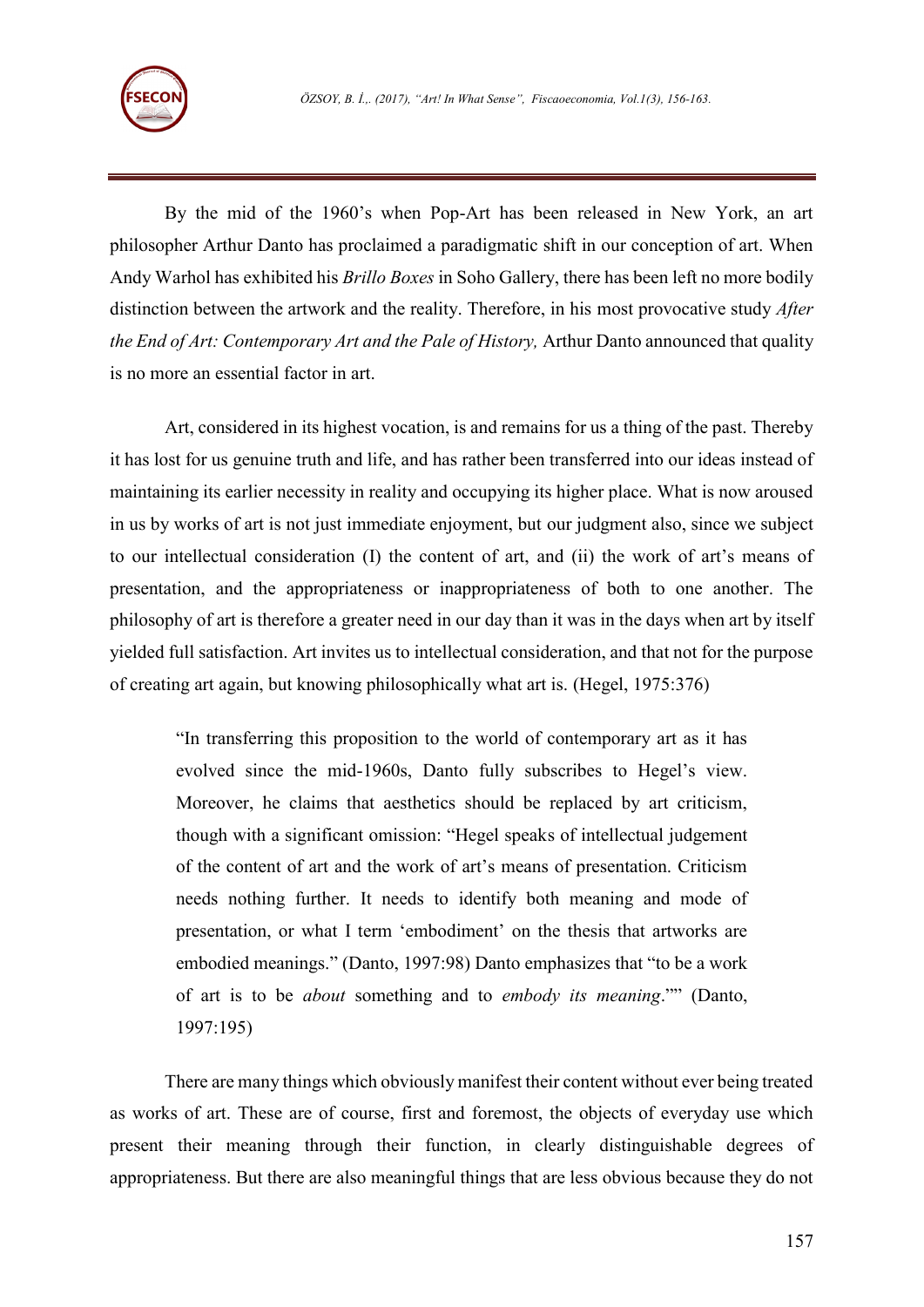By the mid of the 1960's when Pop-Art has been released in New York, an art philosopher Arthur Danto has proclaimed a paradigmatic shift in our conception of art. When Andy Warhol has exhibited his *Brillo Boxes* in Soho Gallery, there has been left no more bodily distinction between the artwork and the reality. Therefore, in his most provocative study *After the End of Art: Contemporary Art and the Pale of History,* Arthur Danto announced that quality is no more an essential factor in art.

Art, considered in its highest vocation, is and remains for us a thing of the past. Thereby it has lost for us genuine truth and life, and has rather been transferred into our ideas instead of maintaining its earlier necessity in reality and occupying its higher place. What is now aroused in us by works of art is not just immediate enjoyment, but our judgment also, since we subject to our intellectual consideration (I) the content of art, and (ii) the work of art's means of presentation, and the appropriateness or inappropriateness of both to one another. The philosophy of art is therefore a greater need in our day than it was in the days when art by itself yielded full satisfaction. Art invites us to intellectual consideration, and that not for the purpose of creating art again, but knowing philosophically what art is. (Hegel, 1975:376)

> "In transferring this proposition to the world of contemporary art as it has evolved since the mid-1960s, Danto fully subscribes to Hegel's view. Moreover, he claims that aesthetics should be replaced by art criticism, though with a significant omission: "Hegel speaks of intellectual judgement of the content of art and the work of art's means of presentation. Criticism needs nothing further. It needs to identify both meaning and mode of presentation, or what I term 'embodiment' on the thesis that artworks are embodied meanings." (Danto, 1997:98) Danto emphasizes that "to be a work of art is to be *about* something and to *embody its meaning*."" (Danto, 1997:195)

There are many things which obviously manifest their content without ever being treated as works of art. These are of course, first and foremost, the objects of everyday use which present their meaning through their function, in clearly distinguishable degrees of appropriateness. But there are also meaningful things that are less obvious because they do not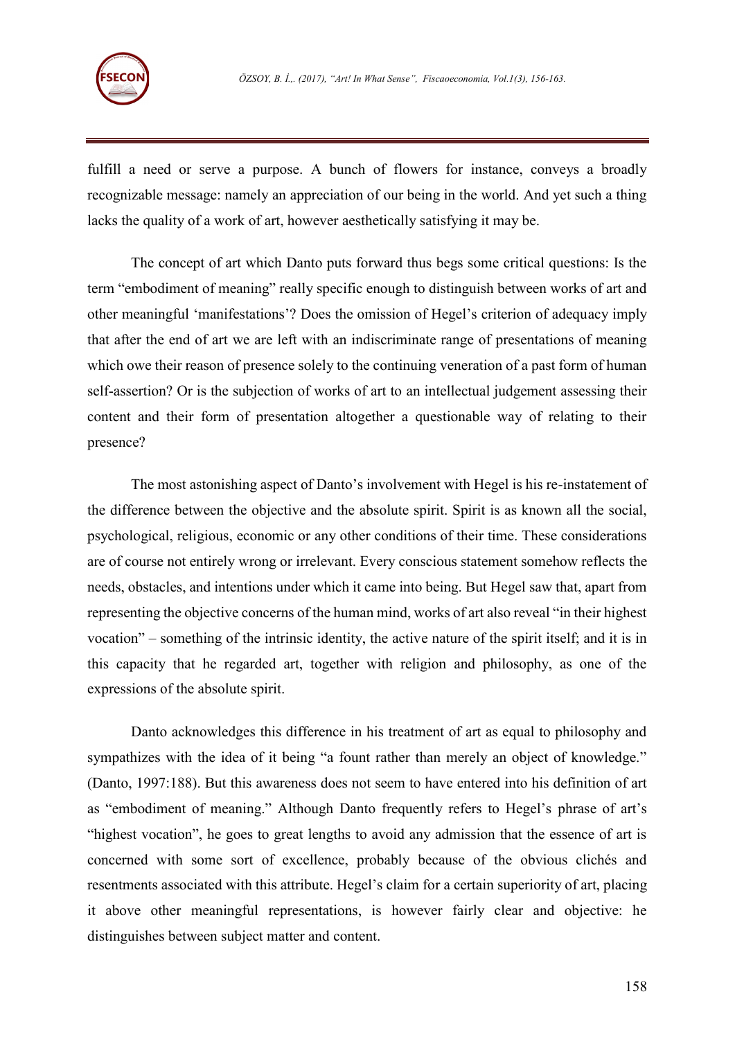fulfill a need or serve a purpose. A bunch of flowers for instance, conveys a broadly recognizable message: namely an appreciation of our being in the world. And yet such a thing lacks the quality of a work of art, however aesthetically satisfying it may be.

The concept of art which Danto puts forward thus begs some critical questions: Is the term "embodiment of meaning" really specific enough to distinguish between works of art and other meaningful 'manifestations'? Does the omission of Hegel's criterion of adequacy imply that after the end of art we are left with an indiscriminate range of presentations of meaning which owe their reason of presence solely to the continuing veneration of a past form of human self-assertion? Or is the subjection of works of art to an intellectual judgement assessing their content and their form of presentation altogether a questionable way of relating to their presence?

The most astonishing aspect of Danto's involvement with Hegel is his re-instatement of the difference between the objective and the absolute spirit. Spirit is as known all the social, psychological, religious, economic or any other conditions of their time. These considerations are of course not entirely wrong or irrelevant. Every conscious statement somehow reflects the needs, obstacles, and intentions under which it came into being. But Hegel saw that, apart from representing the objective concerns of the human mind, works of art also reveal "in their highest vocation" – something of the intrinsic identity, the active nature of the spirit itself; and it is in this capacity that he regarded art, together with religion and philosophy, as one of the expressions of the absolute spirit.

Danto acknowledges this difference in his treatment of art as equal to philosophy and sympathizes with the idea of it being "a fount rather than merely an object of knowledge." (Danto, 1997:188). But this awareness does not seem to have entered into his definition of art as "embodiment of meaning." Although Danto frequently refers to Hegel's phrase of art's "highest vocation", he goes to great lengths to avoid any admission that the essence of art is concerned with some sort of excellence, probably because of the obvious clichés and resentments associated with this attribute. Hegel's claim for a certain superiority of art, placing it above other meaningful representations, is however fairly clear and objective: he distinguishes between subject matter and content.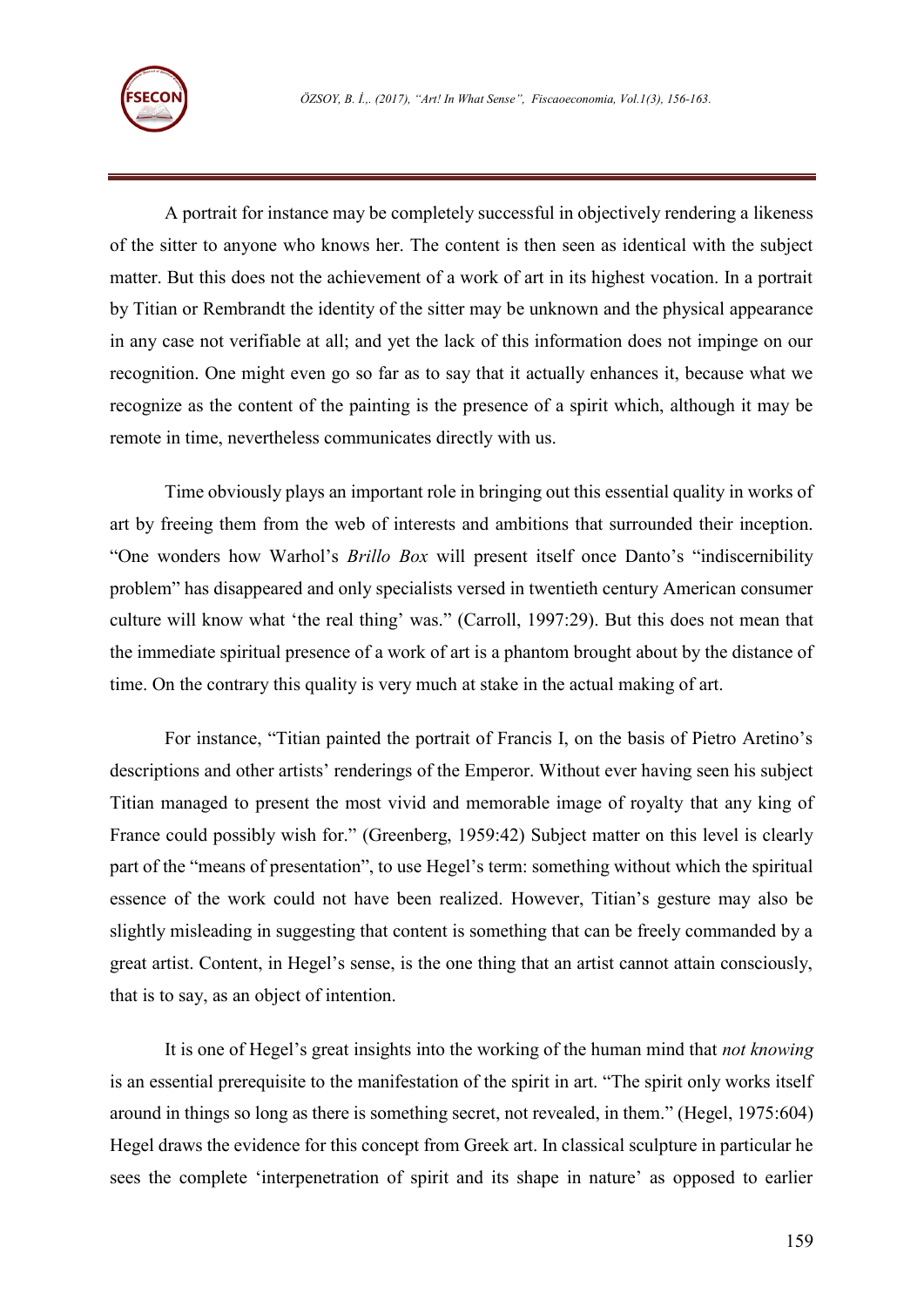A portrait for instance may be completely successful in objectively rendering a likeness of the sitter to anyone who knows her. The content is then seen as identical with the subject matter. But this does not the achievement of a work of art in its highest vocation. In a portrait by Titian or Rembrandt the identity of the sitter may be unknown and the physical appearance in any case not verifiable at all; and yet the lack of this information does not impinge on our recognition. One might even go so far as to say that it actually enhances it, because what we recognize as the content of the painting is the presence of a spirit which, although it may be remote in time, nevertheless communicates directly with us.

Time obviously plays an important role in bringing out this essential quality in works of art by freeing them from the web of interests and ambitions that surrounded their inception. "One wonders how Warhol's *Brillo Box* will present itself once Danto's "indiscernibility problem" has disappeared and only specialists versed in twentieth century American consumer culture will know what 'the real thing' was." (Carroll, 1997:29). But this does not mean that the immediate spiritual presence of a work of art is a phantom brought about by the distance of time. On the contrary this quality is very much at stake in the actual making of art.

For instance, "Titian painted the portrait of Francis I, on the basis of Pietro Aretino's descriptions and other artists' renderings of the Emperor. Without ever having seen his subject Titian managed to present the most vivid and memorable image of royalty that any king of France could possibly wish for." (Greenberg, 1959:42) Subject matter on this level is clearly part of the "means of presentation", to use Hegel's term: something without which the spiritual essence of the work could not have been realized. However, Titian's gesture may also be slightly misleading in suggesting that content is something that can be freely commanded by a great artist. Content, in Hegel's sense, is the one thing that an artist cannot attain consciously, that is to say, as an object of intention.

It is one of Hegel's great insights into the working of the human mind that *not knowing* is an essential prerequisite to the manifestation of the spirit in art. "The spirit only works itself around in things so long as there is something secret, not revealed, in them." (Hegel, 1975:604) Hegel draws the evidence for this concept from Greek art. In classical sculpture in particular he sees the complete 'interpenetration of spirit and its shape in nature' as opposed to earlier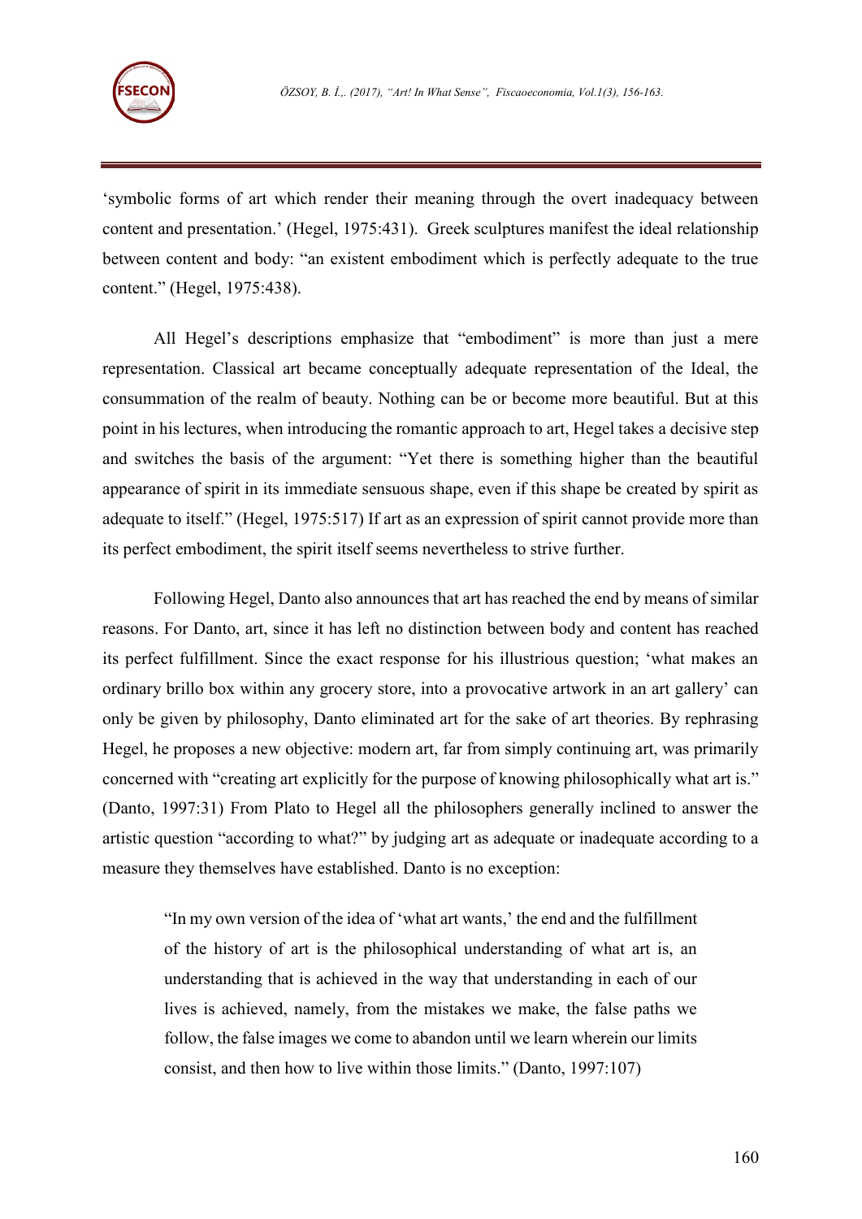'symbolic forms of art which render their meaning through the overt inadequacy between content and presentation.' (Hegel, 1975:431). Greek sculptures manifest the ideal relationship between content and body: "an existent embodiment which is perfectly adequate to the true content." (Hegel, 1975:438).

All Hegel's descriptions emphasize that "embodiment" is more than just a mere representation. Classical art became conceptually adequate representation of the Ideal, the consummation of the realm of beauty. Nothing can be or become more beautiful. But at this point in his lectures, when introducing the romantic approach to art, Hegel takes a decisive step and switches the basis of the argument: "Yet there is something higher than the beautiful appearance of spirit in its immediate sensuous shape, even if this shape be created by spirit as adequate to itself." (Hegel, 1975:517) If art as an expression of spirit cannot provide more than its perfect embodiment, the spirit itself seems nevertheless to strive further.

Following Hegel, Danto also announces that art has reached the end by means of similar reasons. For Danto, art, since it has left no distinction between body and content has reached its perfect fulfillment. Since the exact response for his illustrious question; 'what makes an ordinary brillo box within any grocery store, into a provocative artwork in an art gallery' can only be given by philosophy, Danto eliminated art for the sake of art theories. By rephrasing Hegel, he proposes a new objective: modern art, far from simply continuing art, was primarily concerned with "creating art explicitly for the purpose of knowing philosophically what art is." (Danto, 1997:31) From Plato to Hegel all the philosophers generally inclined to answer the artistic question "according to what?" by judging art as adequate or inadequate according to a measure they themselves have established. Danto is no exception:

> "In my own version of the idea of 'what art wants,' the end and the fulfillment of the history of art is the philosophical understanding of what art is, an understanding that is achieved in the way that understanding in each of our lives is achieved, namely, from the mistakes we make, the false paths we follow, the false images we come to abandon until we learn wherein our limits consist, and then how to live within those limits." (Danto, 1997:107)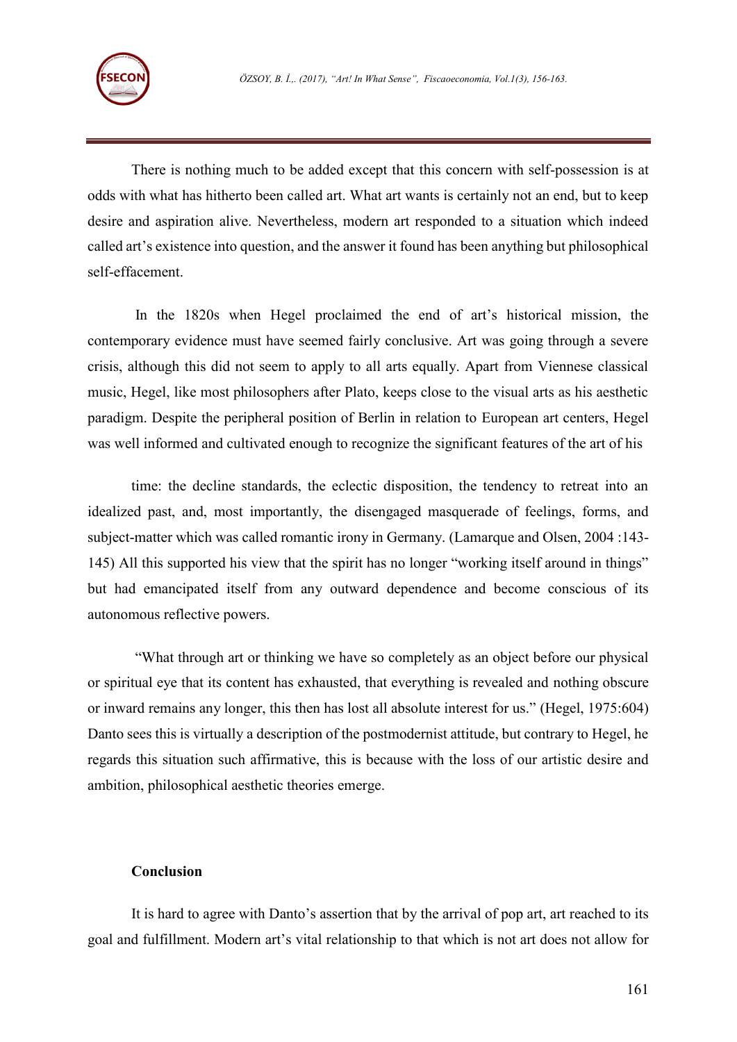There is nothing much to be added except that this concern with self-possession is at odds with what has hitherto been called art. What art wants is certainly not an end, but to keep desire and aspiration alive. Nevertheless, modern art responded to a situation which indeed called art's existence into question, and the answer it found has been anything but philosophical self-effacement.

In the 1820s when Hegel proclaimed the end of art's historical mission, the contemporary evidence must have seemed fairly conclusive. Art was going through a severe crisis, although this did not seem to apply to all arts equally. Apart from Viennese classical music, Hegel, like most philosophers after Plato, keeps close to the visual arts as his aesthetic paradigm. Despite the peripheral position of Berlin in relation to European art centers, Hegel was well informed and cultivated enough to recognize the significant features of the art of his

time: the decline standards, the eclectic disposition, the tendency to retreat into an idealized past, and, most importantly, the disengaged masquerade of feelings, forms, and subject-matter which was called romantic irony in Germany. (Lamarque and Olsen, 2004 :143-145) All this supported his view that the spirit has no longer "working itself around in things" but had emancipated itself from any outward dependence and become conscious of its autonomous reflective powers.

"What through art or thinking we have so completely as an object before our physical or spiritual eye that its content has exhausted, that everything is revealed and nothing obscure or inward remains any longer, this then has lost all absolute interest for us." (Hegel, 1975:604) Danto sees this is virtually a description of the postmodernist attitude, but contrary to Hegel, he regards this situation such affirmative, this is because with the loss of our artistic desire and ambition, philosophical aesthetic theories emerge.

## Conclusion

It is hard to agree with Danto's assertion that by the arrival of pop art, art reached to its goal and fulfillment. Modern art's vital relationship to that which is not art does not allow for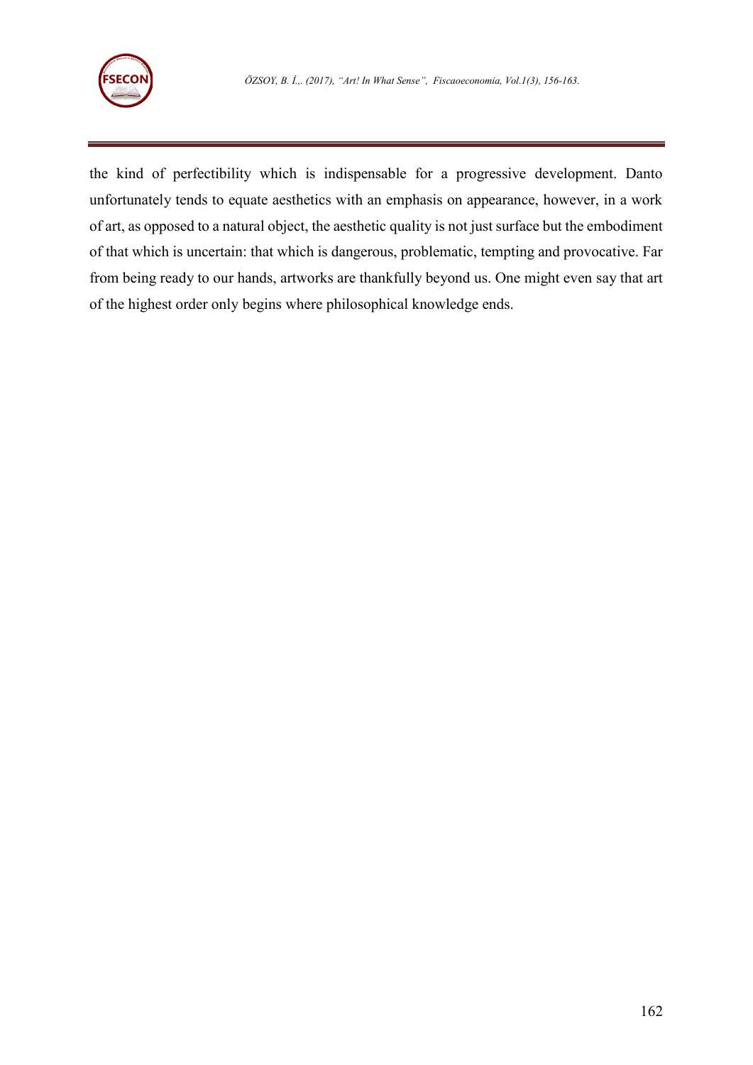the kind of perfectibility which is indispensable for a progressive development. Danto unfortunately tends to equate aesthetics with an emphasis on appearance, however, in a work of art, as opposed to a natural object, the aesthetic quality is not just surface but the embodiment of that which is uncertain: that which is dangerous, problematic, tempting and provocative. Far from being ready to our hands, artworks are thankfully beyond us. One might even say that art of the highest order only begins where philosophical knowledge ends.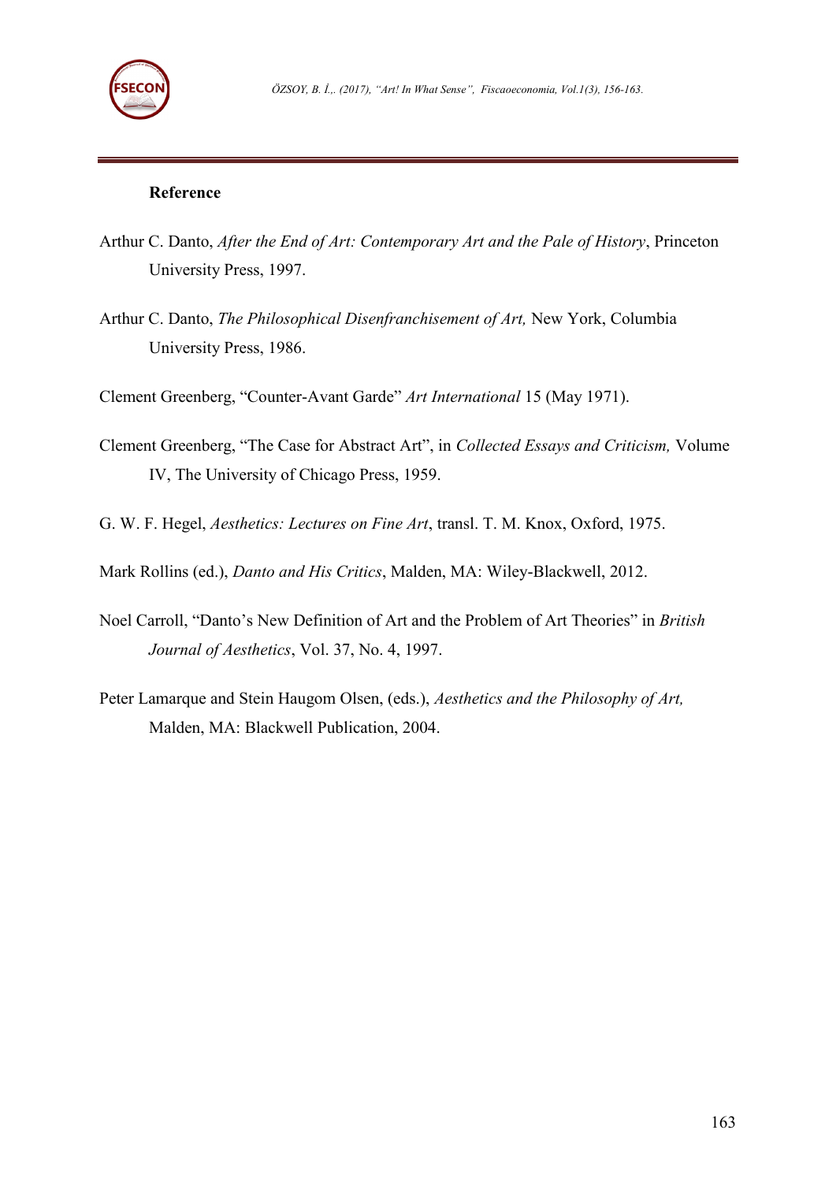## Reference

Arthur C. Danto, *After the End of Art: Contemporary Art and the Pale of History*, Princeton University Press, 1997.

Arthur C. Danto, *The Philosophical Disenfranchisement of Art,* New York, Columbia University Press, 1986.

Clement Greenberg, "Counter-Avant Garde" *Art International* 15 (May 1971).

Clement Greenberg, "The Case for Abstract Art", in *Collected Essays and Criticism,* Volume IV, The University of Chicago Press, 1959.

G. W. F. Hegel, *Aesthetics: Lectures on Fine Art*, transl. T. M. Knox, Oxford, 1975.

Mark Rollins (ed.), *Danto and His Critics*, Malden, MA: Wiley-Blackwell, 2012.

Noel Carroll, "Danto's New Definition of Art and the Problem of Art Theories" in *British Journal of Aesthetics*, Vol. 37, No. 4, 1997.

Peter Lamarque and Stein Haugom Olsen, (eds.), *Aesthetics and the Philosophy of Art,* Malden, MA: Blackwell Publication, 2004.